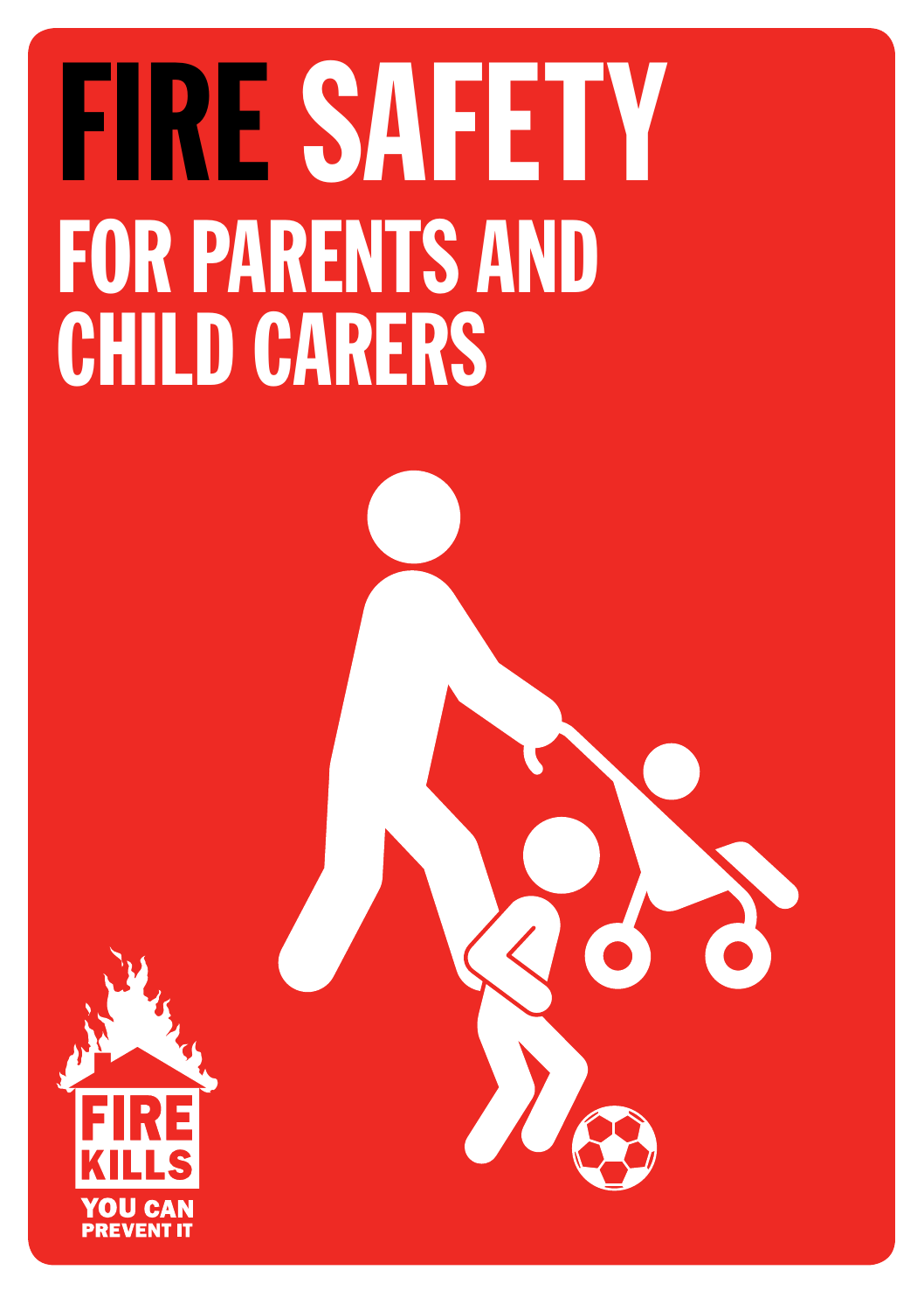# FIRE SAFETY

## FOR PARENTS AND CHILD CARERS

FIRE KILLS

YOU CAN PREVENT IT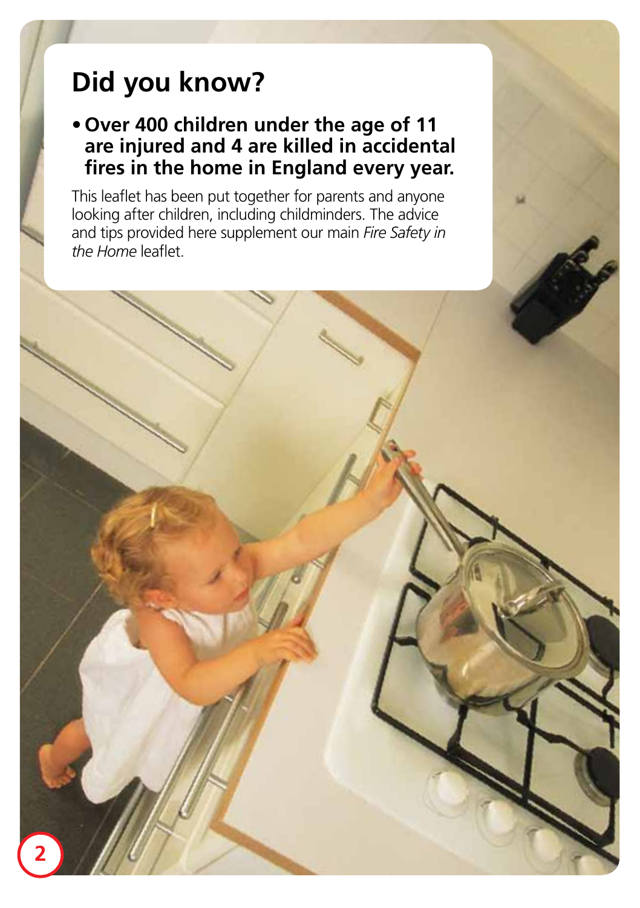# Did you know?

- **Over 400 children under the age of 11 are injured and 4 are killed in accidental fires in the home in England every year.**

This leaflet has been put together for parents and anyone looking after children, including childminders. The advice and tips provided here supplement our main *Fire Safety in the Home* leaflet.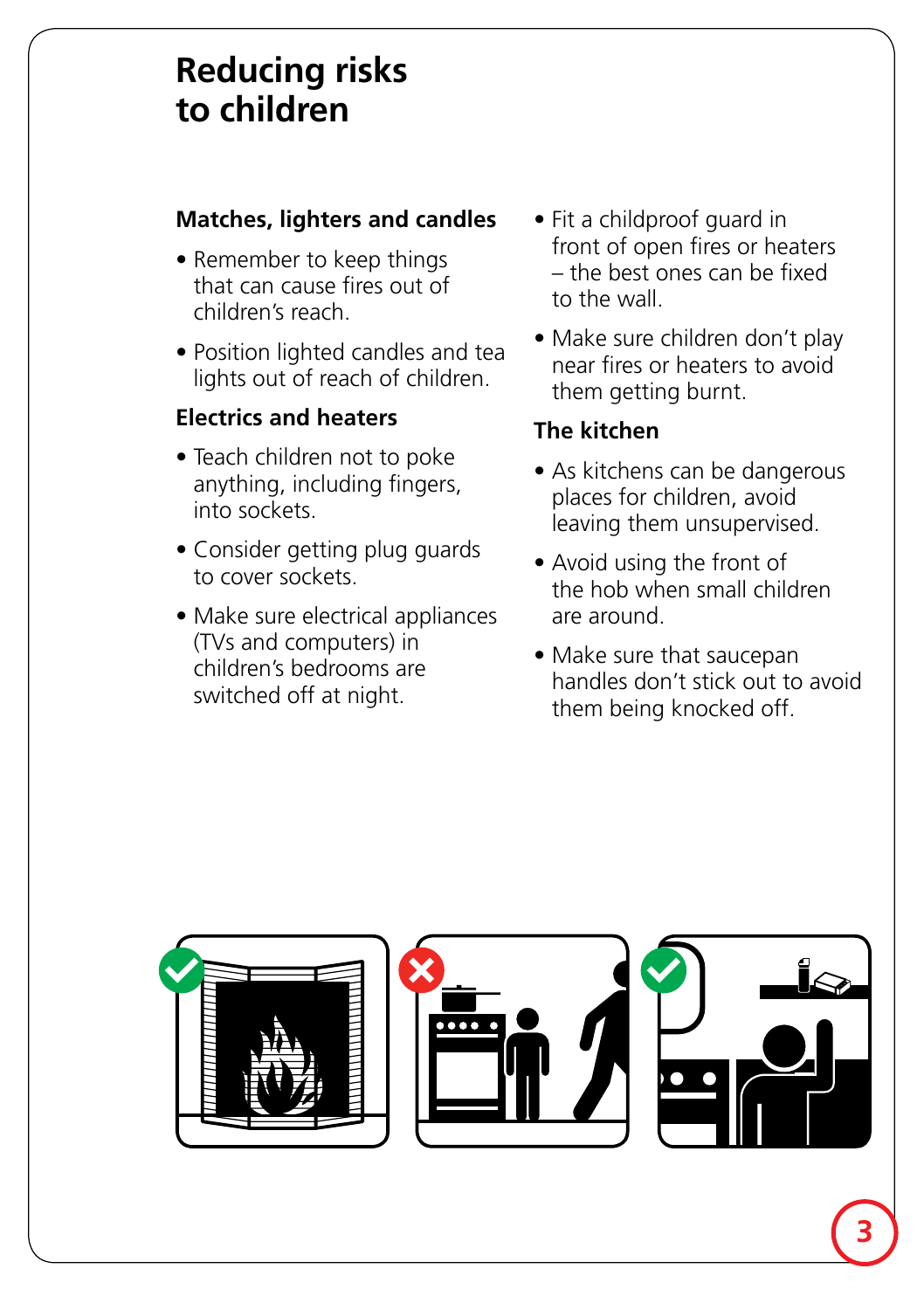# Reducing risks to children

### Matches, lighters and candles

- Remember to keep things that can cause fires out of children's reach.
- Position lighted candles and tea lights out of reach of children.

### Electrics and heaters

- Teach children not to poke anything, including fingers, into sockets.
- Consider getting plug guards to cover sockets.
- Make sure electrical appliances (TVs and computers) in children's bedrooms are switched off at night.
- Fit a childproof guard in front of open fires or heaters – the best ones can be fixed to the wall.
- Make sure children don't play near fires or heaters to avoid them getting burnt.

### The kitchen

- As kitchens can be dangerous places for children, avoid leaving them unsupervised.
- Avoid using the front of the hob when small children are around.
- Make sure that saucepan handles don't stick out to avoid them being knocked off.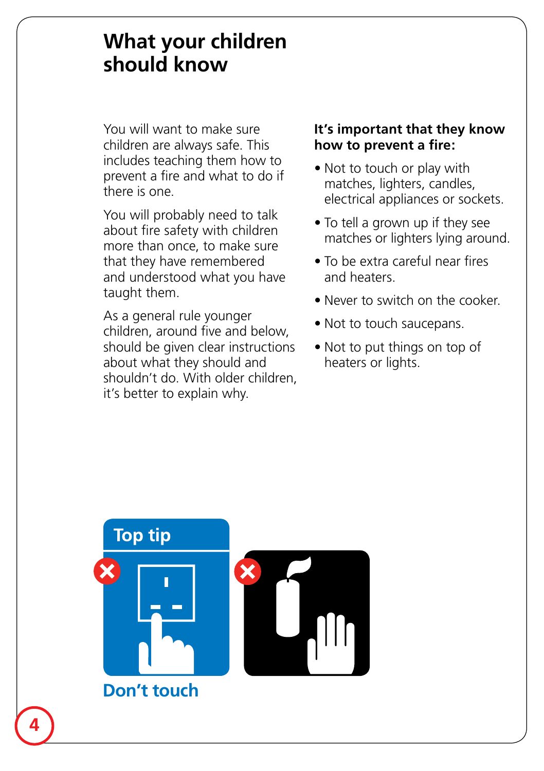# What your children should know

You will want to make sure children are always safe. This includes teaching them how to prevent a fire and what to do if there is one.

You will probably need to talk about fire safety with children more than once, to make sure that they have remembered and understood what you have taught them.

As a general rule younger children, around five and below, should be given clear instructions about what they should and shouldn't do. With older children, it's better to explain why.

**It's important that they know how to prevent a fire:**

- Not to touch or play with matches, lighters, candles, electrical appliances or sockets.
- To tell a grown up if they see matches or lighters lying around.
- To be extra careful near fires and heaters.
- Never to switch on the cooker.
- Not to touch saucepans.
- Not to put things on top of heaters or lights.

**Top tip**

**Don't touch**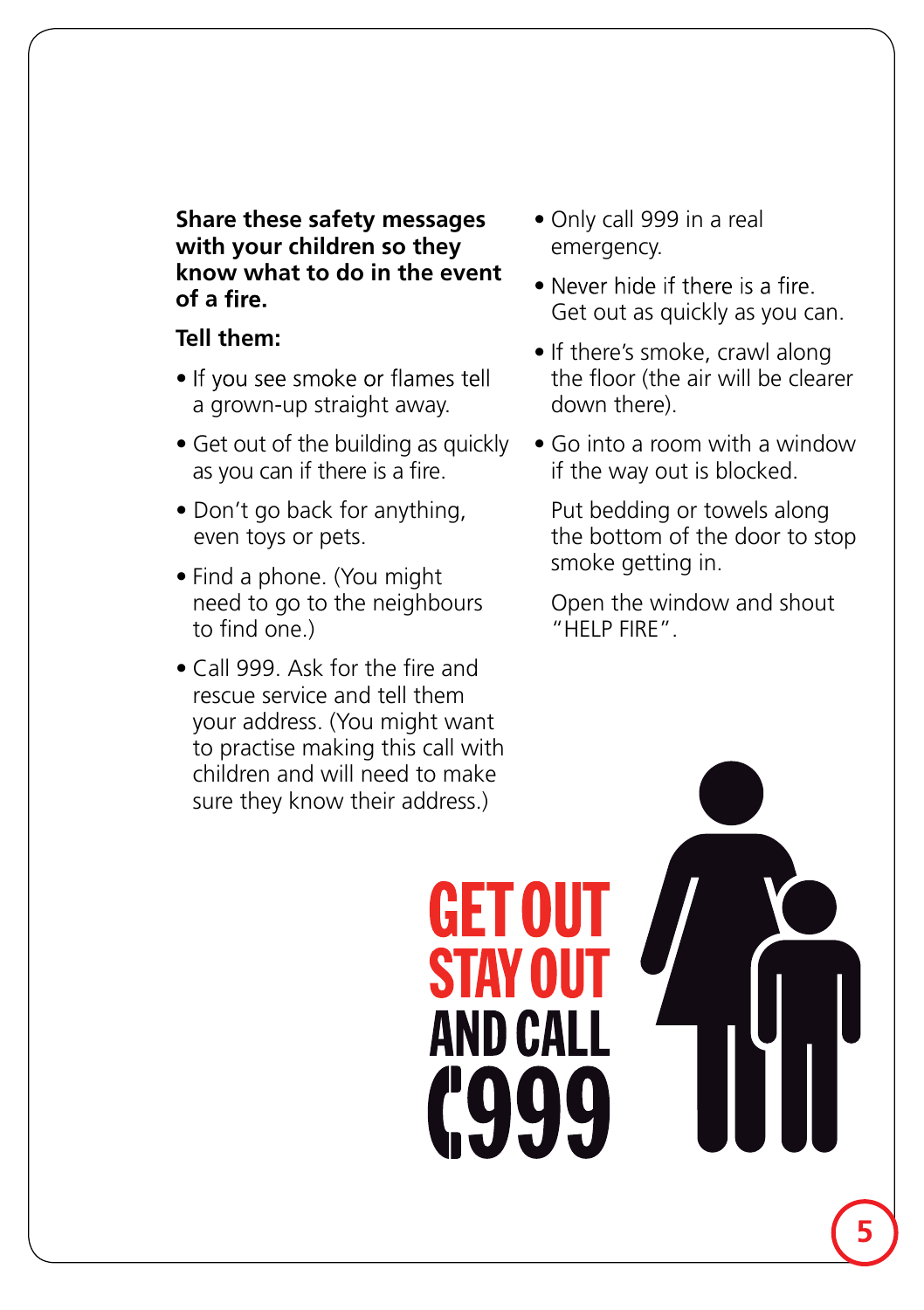**Share these safety messages with your children so they know what to do in the event of a fire.**

**Tell them:**

- If you see smoke or flames tell a grown-up straight away.
- Get out of the building as quickly as you can if there is a fire.
- Don't go back for anything, even toys or pets.
- Find a phone. (You might need to go to the neighbours to find one.)
- Call 999. Ask for the fire and rescue service and tell them your address. (You might want to practise making this call with children and will need to make sure they know their address.)
- Only call 999 in a real emergency.
- Never hide if there is a fire. Get out as quickly as you can.
- If there's smoke, crawl along the floor (the air will be clearer down there).
- Go into a room with a window if the way out is blocked.

  Put bedding or towels along the bottom of the door to stop smoke getting in.

  Open the window and shout "HELP FIRE".

**GET OUT**
**STAY OUT**
**AND CALL**
**999**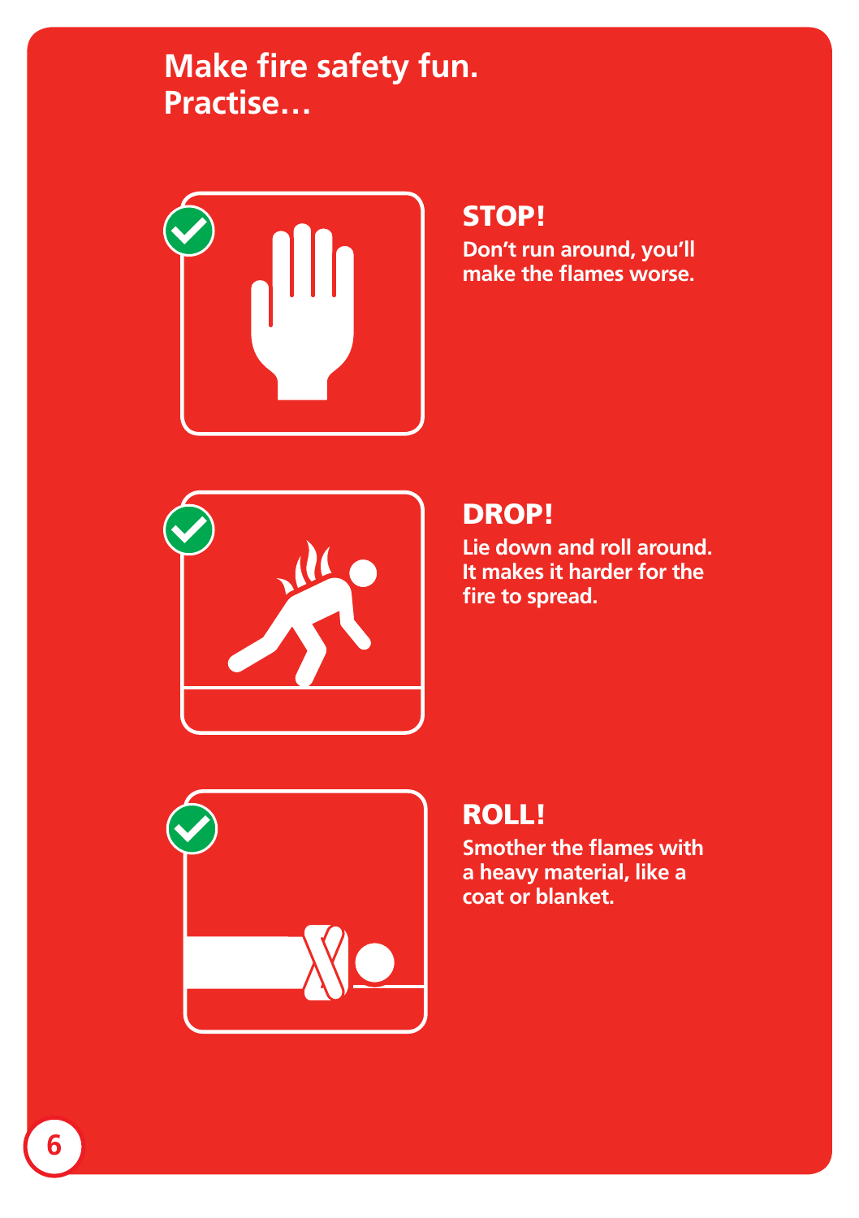# Make fire safety fun. Practise…

## STOP!

Don't run around, you'll make the flames worse.

## DROP!

Lie down and roll around. It makes it harder for the fire to spread.

## ROLL!

Smother the flames with a heavy material, like a coat or blanket.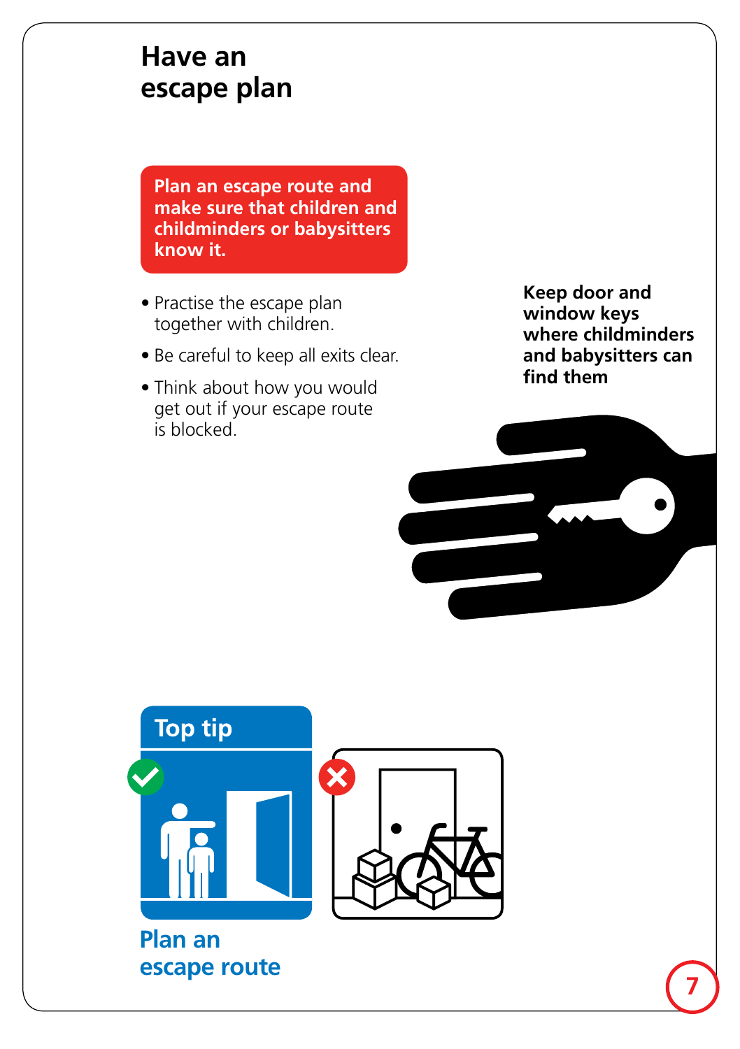# Have an escape plan

**Plan an escape route and make sure that children and childminders or babysitters know it.**

- Practise the escape plan together with children.
- Be careful to keep all exits clear.
- Think about how you would get out if your escape route is blocked.

**Keep door and window keys where childminders and babysitters can find them**

## Top tip

**Plan an escape route**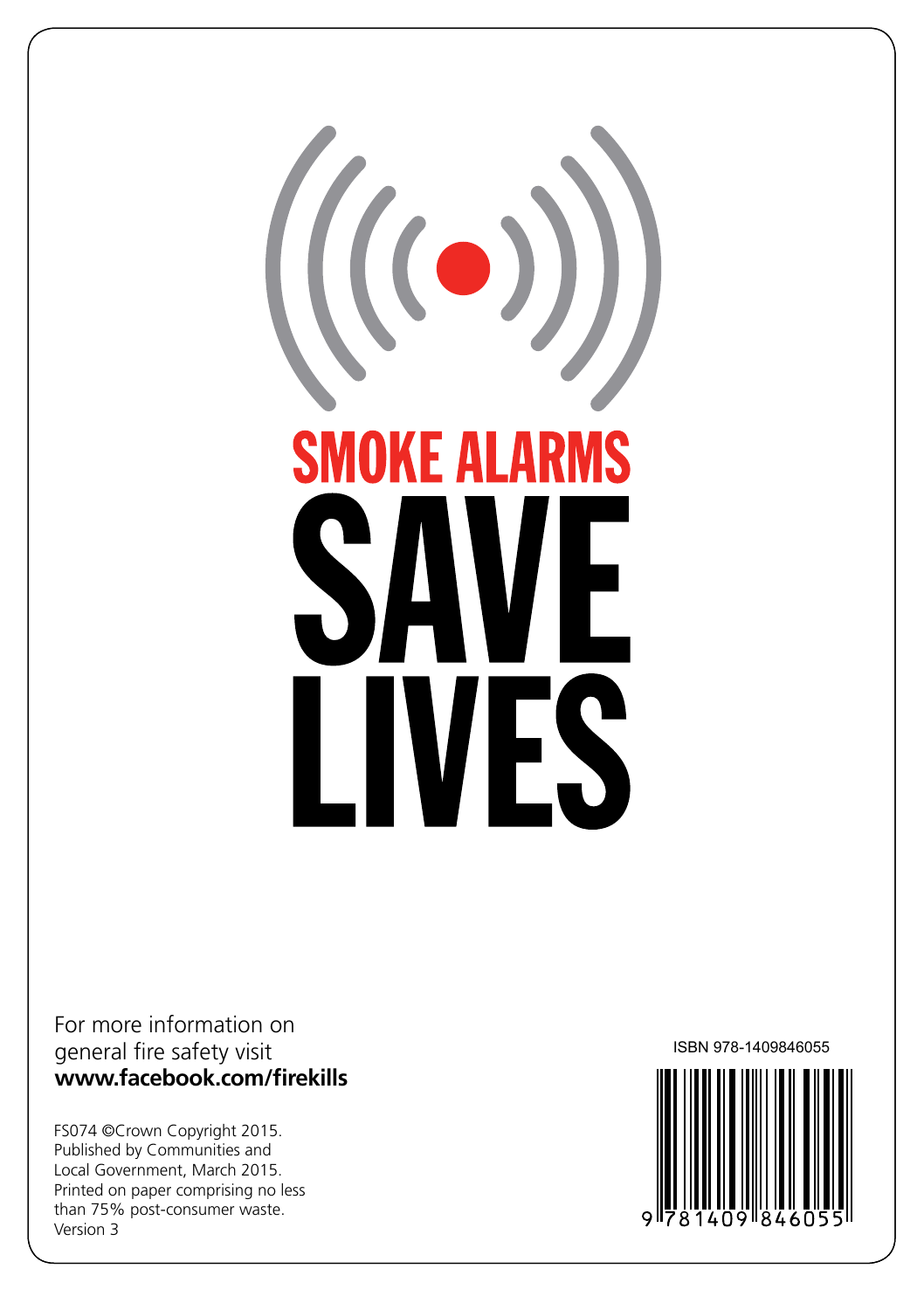# SMOKE ALARMS SAVE LIVES

For more information on general fire safety visit **www.facebook.com/firekills**

FS074 ©Crown Copyright 2015.
Published by Communities and Local Government, March 2015.
Printed on paper comprising no less than 75% post-consumer waste.
Version 3

ISBN 978-1409846055

9 781409 846055